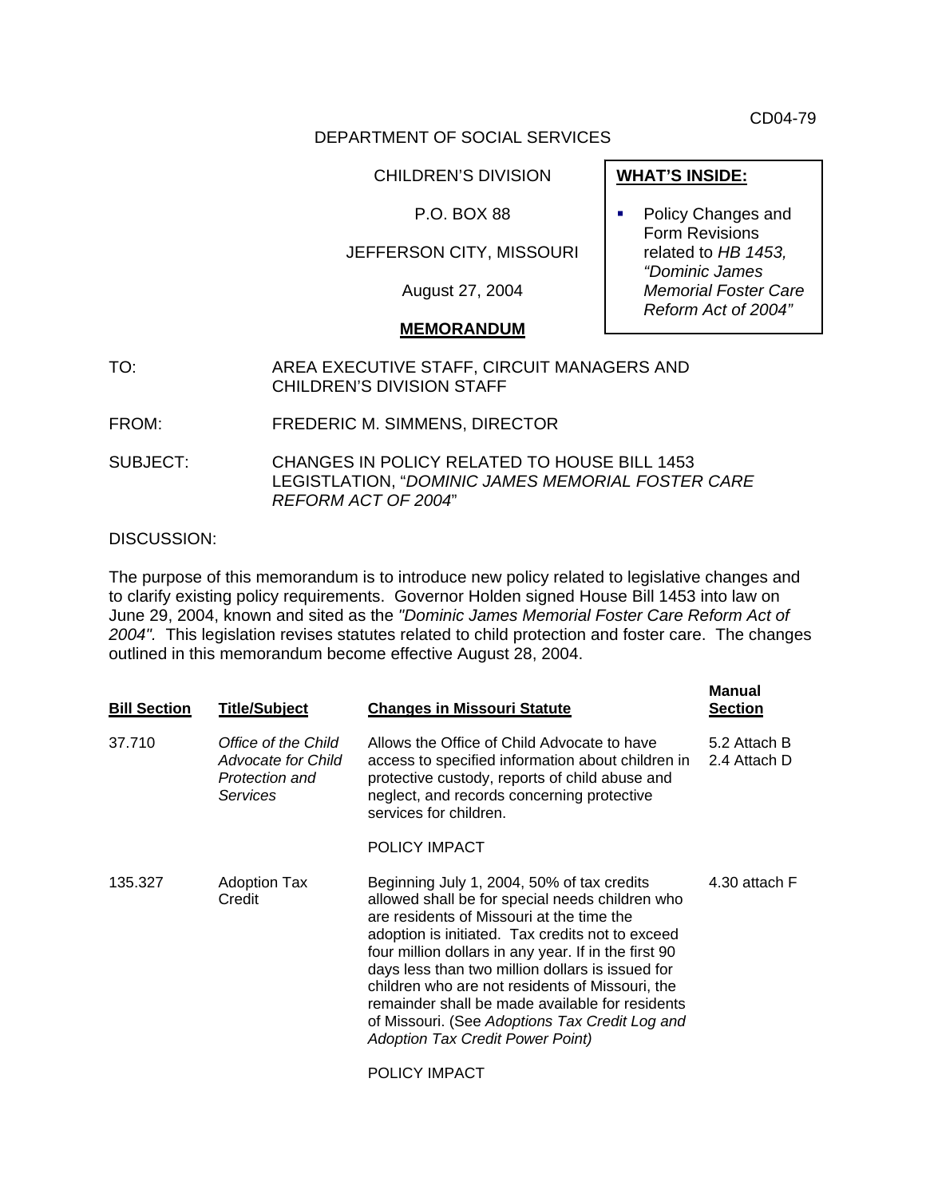CD04-79

DEPARTMENT OF SOCIAL SERVICES

CHILDREN'S DIVISION

P.O. BOX 88

JEFFERSON CITY, MISSOURI

August 27, 2004

**WHAT'S INSIDE:**

- Policy Changes and Form Revisions related to *HB 1453, "Dominic James Memorial Foster Care Reform Act of 2004"*

**MEMORANDUM**

TO: AREA EXECUTIVE STAFF, CIRCUIT MANAGERS AND CHILDREN'S DIVISION STAFF

FROM: FREDERIC M. SIMMENS, DIRECTOR

SUBJECT: CHANGES IN POLICY RELATED TO HOUSE BILL 1453 LEGISTLATION, "*DOMINIC JAMES MEMORIAL FOSTER CARE REFORM ACT OF 2004*"

DISCUSSION:

The purpose of this memorandum is to introduce new policy related to legislative changes and to clarify existing policy requirements. Governor Holden signed House Bill 1453 into law on June 29, 2004, known and sited as the *"Dominic James Memorial Foster Care Reform Act of 2004".* This legislation revises statutes related to child protection and foster care. The changes outlined in this memorandum become effective August 28, 2004.

| Bill Section | Title/Subject | Changes in Missouri Statute | Manual Section |
|---|---|---|---|
| 37.710 | *Office of the Child Advocate for Child Protection and Services* | Allows the Office of Child Advocate to have access to specified information about children in protective custody, reports of child abuse and neglect, and records concerning protective services for children.<br><br>POLICY IMPACT | 5.2 Attach B<br>2.4 Attach D |
| 135.327 | Adoption Tax Credit | Beginning July 1, 2004, 50% of tax credits allowed shall be for special needs children who are residents of Missouri at the time the adoption is initiated. Tax credits not to exceed four million dollars in any year. If in the first 90 days less than two million dollars is issued for children who are not residents of Missouri, the remainder shall be made available for residents of Missouri. (See *Adoptions Tax Credit Log and Adoption Tax Credit Power Point)*<br><br>POLICY IMPACT | 4.30 attach F |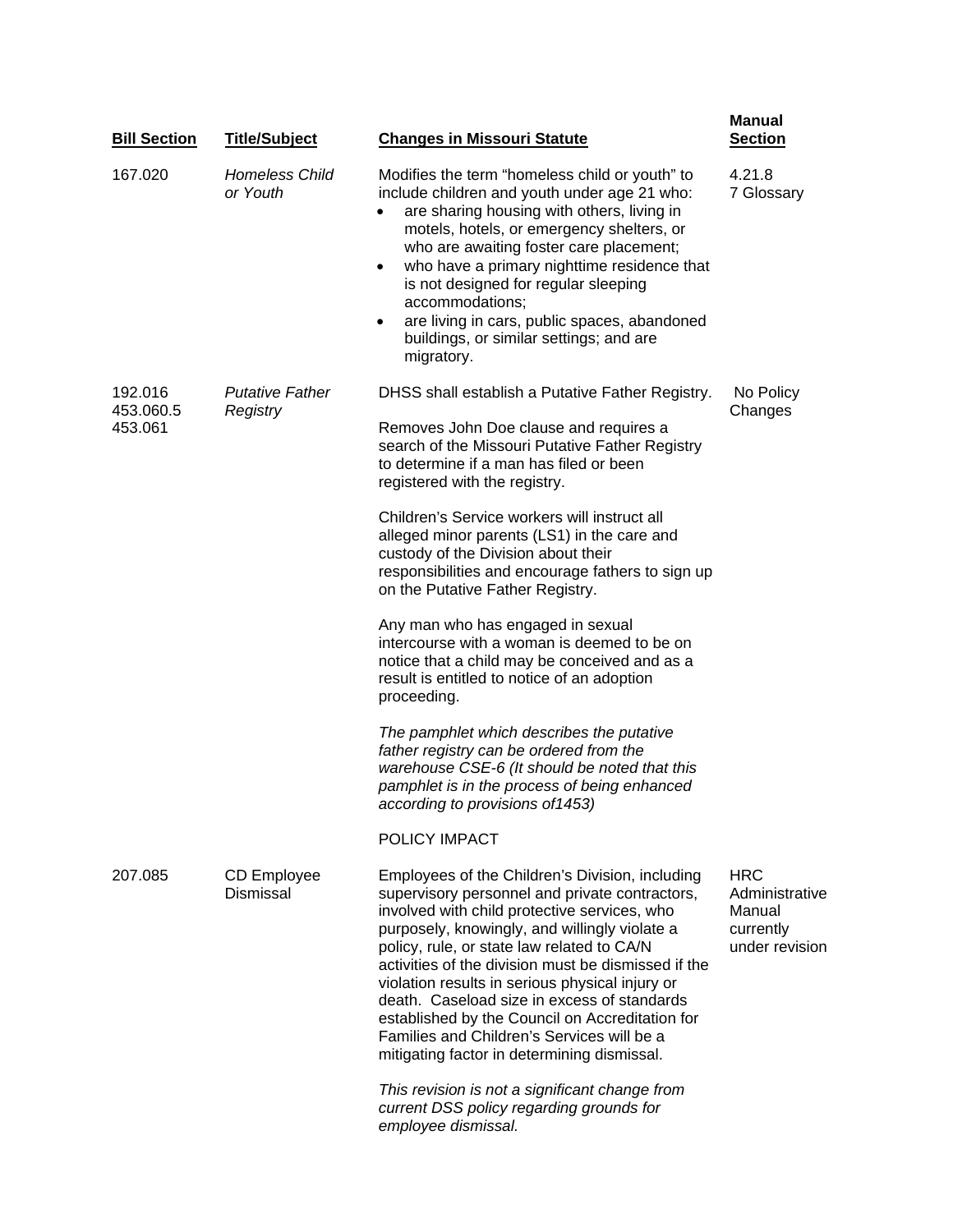| Bill Section | Title/Subject | Changes in Missouri Statute | Manual Section |
|---|---|---|---|
| 167.020 | *Homeless Child or Youth* | Modifies the term "homeless child or youth" to include children and youth under age 21 who: <br>• are sharing housing with others, living in motels, hotels, or emergency shelters, or who are awaiting foster care placement; <br>• who have a primary nighttime residence that is not designed for regular sleeping accommodations; <br>• are living in cars, public spaces, abandoned buildings, or similar settings; and are migratory. | 4.21.8 <br>7 Glossary |
| 192.016 <br>453.060.5 <br>453.061 | *Putative Father Registry* | DHSS shall establish a Putative Father Registry. <br><br>Removes John Doe clause and requires a search of the Missouri Putative Father Registry to determine if a man has filed or been registered with the registry. <br><br>Children's Service workers will instruct all alleged minor parents (LS1) in the care and custody of the Division about their responsibilities and encourage fathers to sign up on the Putative Father Registry. <br><br>Any man who has engaged in sexual intercourse with a woman is deemed to be on notice that a child may be conceived and as a result is entitled to notice of an adoption proceeding. <br><br>*The pamphlet which describes the putative father registry can be ordered from the warehouse CSE-6 (It should be noted that this pamphlet is in the process of being enhanced according to provisions of1453)* <br><br>POLICY IMPACT | No Policy Changes |
| 207.085 | CD Employee Dismissal | Employees of the Children's Division, including supervisory personnel and private contractors, involved with child protective services, who purposely, knowingly, and willingly violate a policy, rule, or state law related to CA/N activities of the division must be dismissed if the violation results in serious physical injury or death. Caseload size in excess of standards established by the Council on Accreditation for Families and Children's Services will be a mitigating factor in determining dismissal. <br><br>*This revision is not a significant change from current DSS policy regarding grounds for employee dismissal.* | HRC Administrative Manual currently under revision |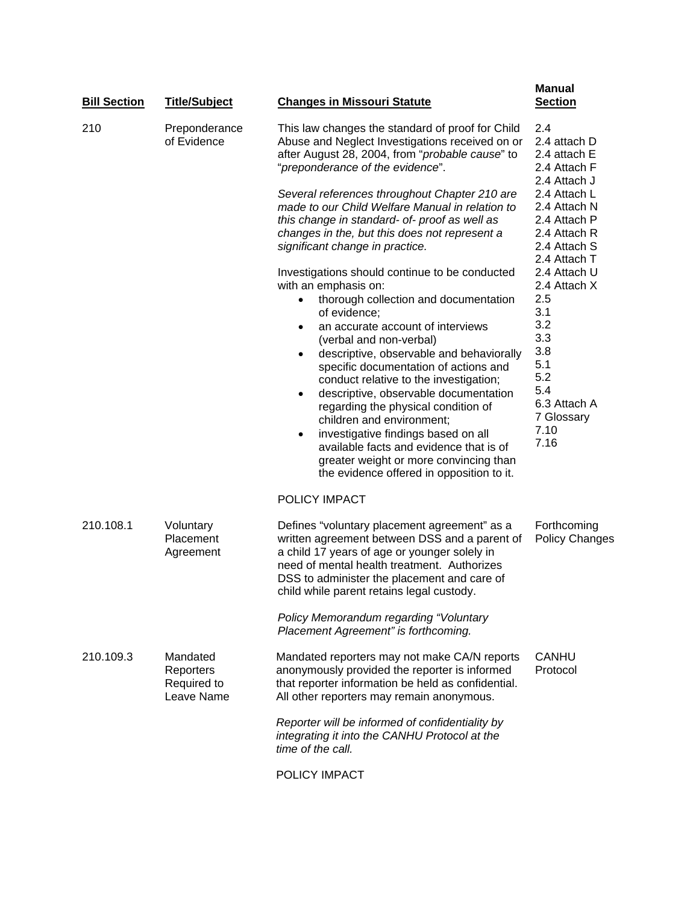| Bill Section | Title/Subject | Changes in Missouri Statute | Manual Section |
|---|---|---|---|
| 210 | Preponderance of Evidence | This law changes the standard of proof for Child Abuse and Neglect Investigations received on or after August 28, 2004, from "*probable cause*" to "*preponderance of the evidence*".<br><br>*Several references throughout Chapter 210 are made to our Child Welfare Manual in relation to this change in standard- of- proof as well as changes in the, but this does not represent a significant change in practice.*<br><br>Investigations should continue to be conducted with an emphasis on:<br>• thorough collection and documentation of evidence;<br>• an accurate account of interviews (verbal and non-verbal)<br>• descriptive, observable and behaviorally specific documentation of actions and conduct relative to the investigation;<br>• descriptive, observable documentation regarding the physical condition of children and environment;<br>• investigative findings based on all available facts and evidence that is of greater weight or more convincing than the evidence offered in opposition to it.<br><br>POLICY IMPACT | 2.4<br>2.4 attach D<br>2.4 attach E<br>2.4 Attach F<br>2.4 Attach J<br>2.4 Attach L<br>2.4 Attach N<br>2.4 Attach P<br>2.4 Attach R<br>2.4 Attach S<br>2.4 Attach T<br>2.4 Attach U<br>2.4 Attach X<br>2.5<br>3.1<br>3.2<br>3.3<br>3.8<br>5.1<br>5.2<br>5.4<br>6.3 Attach A<br>7 Glossary<br>7.10<br>7.16 |
| 210.108.1 | Voluntary Placement Agreement | Defines "voluntary placement agreement" as a written agreement between DSS and a parent of a child 17 years of age or younger solely in need of mental health treatment. Authorizes DSS to administer the placement and care of child while parent retains legal custody.<br><br>*Policy Memorandum regarding "Voluntary Placement Agreement" is forthcoming.* | Forthcoming Policy Changes |
| 210.109.3 | Mandated Reporters Required to Leave Name | Mandated reporters may not make CA/N reports anonymously provided the reporter is informed that reporter information be held as confidential. All other reporters may remain anonymous.<br><br>*Reporter will be informed of confidentiality by integrating it into the CANHU Protocol at the time of the call.*<br><br>POLICY IMPACT | CANHU Protocol |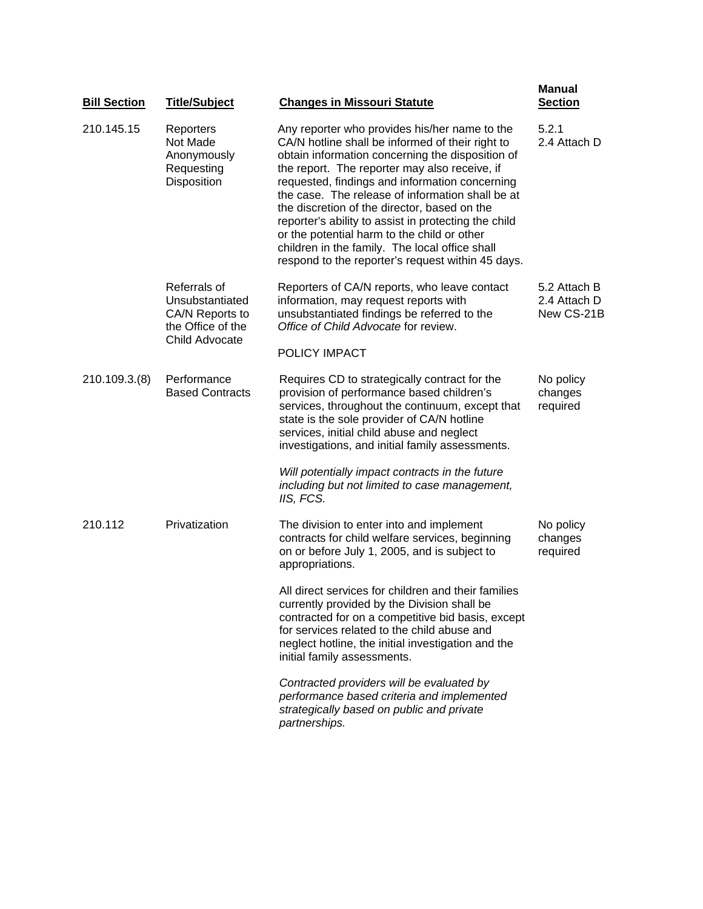| Bill Section | Title/Subject | Changes in Missouri Statute | Manual Section |
|---|---|---|---|
| 210.145.15 | Reporters Not Made Anonymously Requesting Disposition | Any reporter who provides his/her name to the CA/N hotline shall be informed of their right to obtain information concerning the disposition of the report. The reporter may also receive, if requested, findings and information concerning the case. The release of information shall be at the discretion of the director, based on the reporter's ability to assist in protecting the child or the potential harm to the child or other children in the family. The local office shall respond to the reporter's request within 45 days. | 5.2.1<br>2.4 Attach D |
| | Referrals of Unsubstantiated CA/N Reports to the Office of the Child Advocate | Reporters of CA/N reports, who leave contact information, may request reports with unsubstantiated findings be referred to the *Office of Child Advocate* for review.<br><br>POLICY IMPACT | 5.2 Attach B<br>2.4 Attach D<br>New CS-21B |
| 210.109.3.(8) | Performance Based Contracts | Requires CD to strategically contract for the provision of performance based children's services, throughout the continuum, except that state is the sole provider of CA/N hotline services, initial child abuse and neglect investigations, and initial family assessments.<br><br>*Will potentially impact contracts in the future including but not limited to case management, IIS, FCS.* | No policy changes required |
| 210.112 | Privatization | The division to enter into and implement contracts for child welfare services, beginning on or before July 1, 2005, and is subject to appropriations.<br><br>All direct services for children and their families currently provided by the Division shall be contracted for on a competitive bid basis, except for services related to the child abuse and neglect hotline, the initial investigation and the initial family assessments.<br><br>*Contracted providers will be evaluated by performance based criteria and implemented strategically based on public and private partnerships.* | No policy changes required |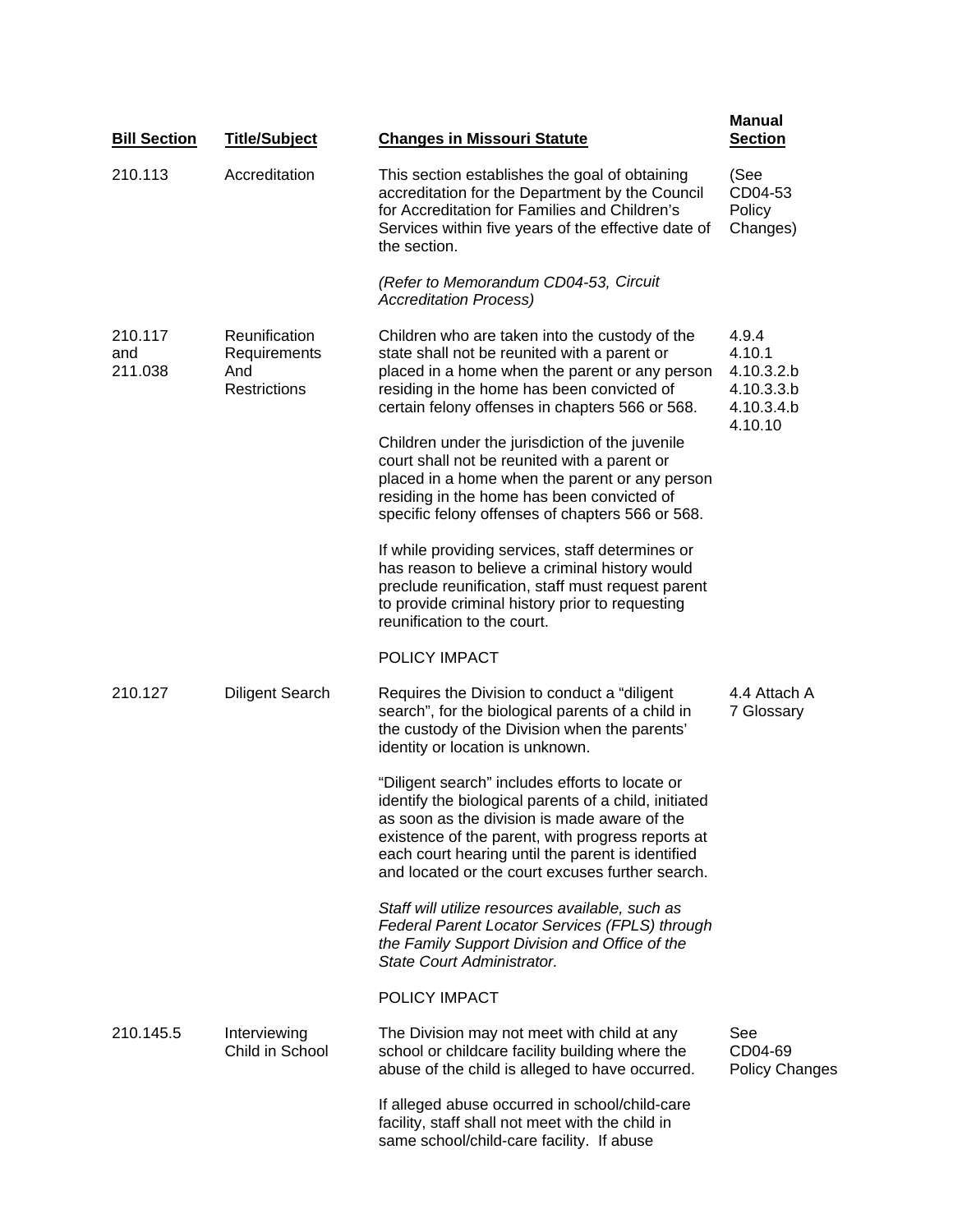| Bill Section | Title/Subject | Changes in Missouri Statute | Manual Section |
|---|---|---|---|
| 210.113 | Accreditation | This section establishes the goal of obtaining accreditation for the Department by the Council for Accreditation for Families and Children's Services within five years of the effective date of the section.<br><br>*(Refer to Memorandum CD04-53, Circuit Accreditation Process)* | (See CD04-53 Policy Changes) |
| 210.117 and 211.038 | Reunification Requirements And Restrictions | Children who are taken into the custody of the state shall not be reunited with a parent or placed in a home when the parent or any person residing in the home has been convicted of certain felony offenses in chapters 566 or 568.<br><br>Children under the jurisdiction of the juvenile court shall not be reunited with a parent or placed in a home when the parent or any person residing in the home has been convicted of specific felony offenses of chapters 566 or 568.<br><br>If while providing services, staff determines or has reason to believe a criminal history would preclude reunification, staff must request parent to provide criminal history prior to requesting reunification to the court.<br><br>POLICY IMPACT | 4.9.4<br>4.10.1<br>4.10.3.2.b<br>4.10.3.3.b<br>4.10.3.4.b<br>4.10.10 |
| 210.127 | Diligent Search | Requires the Division to conduct a "diligent search", for the biological parents of a child in the custody of the Division when the parents' identity or location is unknown.<br><br>"Diligent search" includes efforts to locate or identify the biological parents of a child, initiated as soon as the division is made aware of the existence of the parent, with progress reports at each court hearing until the parent is identified and located or the court excuses further search.<br><br>*Staff will utilize resources available, such as Federal Parent Locator Services (FPLS) through the Family Support Division and Office of the State Court Administrator.*<br><br>POLICY IMPACT | 4.4 Attach A<br>7 Glossary |
| 210.145.5 | Interviewing Child in School | The Division may not meet with child at any school or childcare facility building where the abuse of the child is alleged to have occurred.<br><br>If alleged abuse occurred in school/child-care facility, staff shall not meet with the child in same school/child-care facility. If abuse | See CD04-69 Policy Changes |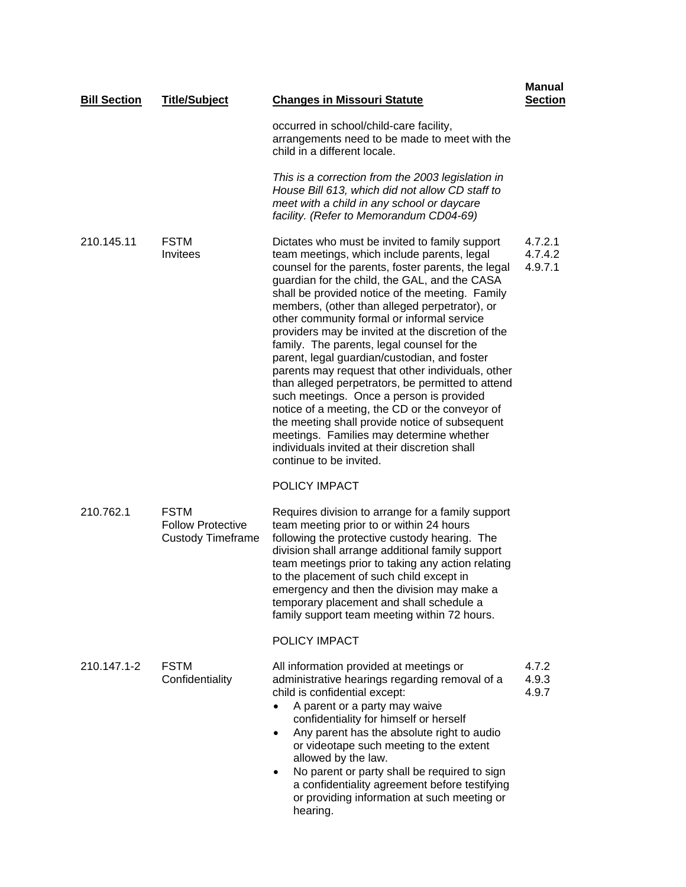| Bill Section | Title/Subject | Changes in Missouri Statute | Manual Section |
|---|---|---|---|
| | | occurred in school/child-care facility, arrangements need to be made to meet with the child in a different locale.<br><br>*This is a correction from the 2003 legislation in House Bill 613, which did not allow CD staff to meet with a child in any school or daycare facility. (Refer to Memorandum CD04-69)* | |
| 210.145.11 | FSTM<br>Invitees | Dictates who must be invited to family support team meetings, which include parents, legal counsel for the parents, foster parents, the legal guardian for the child, the GAL, and the CASA shall be provided notice of the meeting. Family members, (other than alleged perpetrator), or other community formal or informal service providers may be invited at the discretion of the family. The parents, legal counsel for the parent, legal guardian/custodian, and foster parents may request that other individuals, other than alleged perpetrators, be permitted to attend such meetings. Once a person is provided notice of a meeting, the CD or the conveyor of the meeting shall provide notice of subsequent meetings. Families may determine whether individuals invited at their discretion shall continue to be invited.<br><br>POLICY IMPACT | 4.7.2.1<br>4.7.4.2<br>4.9.7.1 |
| 210.762.1 | FSTM<br>Follow Protective Custody Timeframe | Requires division to arrange for a family support team meeting prior to or within 24 hours following the protective custody hearing. The division shall arrange additional family support team meetings prior to taking any action relating to the placement of such child except in emergency and then the division may make a temporary placement and shall schedule a family support team meeting within 72 hours.<br><br>POLICY IMPACT | |
| 210.147.1-2 | FSTM<br>Confidentiality | All information provided at meetings or administrative hearings regarding removal of a child is confidential except:<br>• A parent or a party may waive confidentiality for himself or herself<br>• Any parent has the absolute right to audio or videotape such meeting to the extent allowed by the law.<br>• No parent or party shall be required to sign a confidentiality agreement before testifying or providing information at such meeting or hearing. | 4.7.2<br>4.9.3<br>4.9.7 |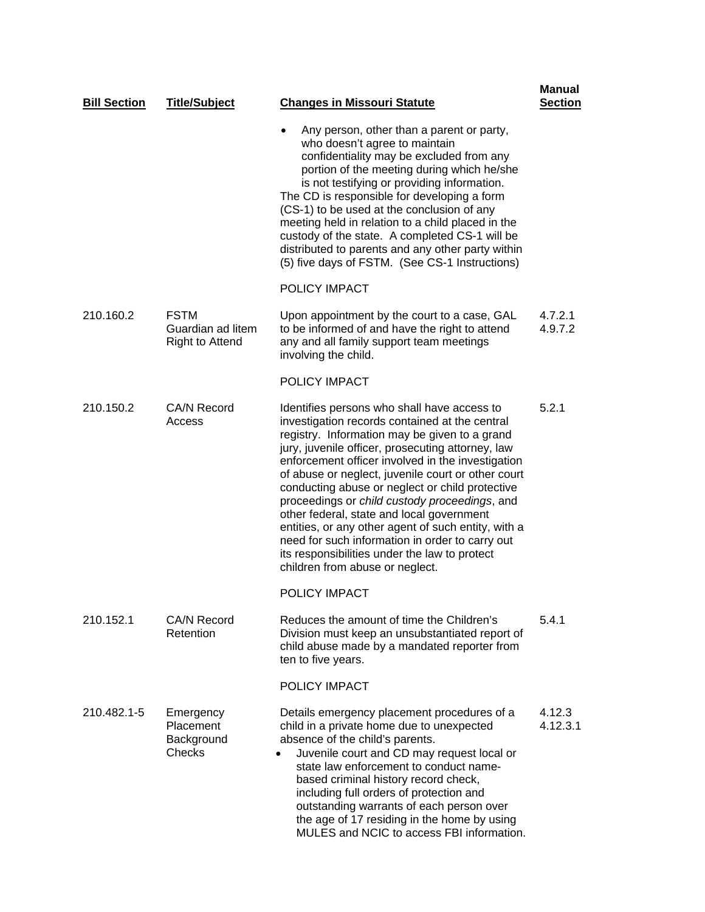| Bill Section | Title/Subject | Changes in Missouri Statute | Manual Section |
|---|---|---|---|
| | | • Any person, other than a parent or party, who doesn't agree to maintain confidentiality may be excluded from any portion of the meeting during which he/she is not testifying or providing information.<br>The CD is responsible for developing a form (CS-1) to be used at the conclusion of any meeting held in relation to a child placed in the custody of the state. A completed CS-1 will be distributed to parents and any other party within (5) five days of FSTM. (See CS-1 Instructions)<br><br>POLICY IMPACT | |
| 210.160.2 | FSTM Guardian ad litem Right to Attend | Upon appointment by the court to a case, GAL to be informed of and have the right to attend any and all family support team meetings involving the child.<br><br>POLICY IMPACT | 4.7.2.1<br>4.9.7.2 |
| 210.150.2 | CA/N Record Access | Identifies persons who shall have access to investigation records contained at the central registry. Information may be given to a grand jury, juvenile officer, prosecuting attorney, law enforcement officer involved in the investigation of abuse or neglect, juvenile court or other court conducting abuse or neglect or child protective proceedings or *child custody proceedings*, and other federal, state and local government entities, or any other agent of such entity, with a need for such information in order to carry out its responsibilities under the law to protect children from abuse or neglect.<br><br>POLICY IMPACT | 5.2.1 |
| 210.152.1 | CA/N Record Retention | Reduces the amount of time the Children's Division must keep an unsubstantiated report of child abuse made by a mandated reporter from ten to five years.<br><br>POLICY IMPACT | 5.4.1 |
| 210.482.1-5 | Emergency Placement Background Checks | Details emergency placement procedures of a child in a private home due to unexpected absence of the child's parents.<br>• Juvenile court and CD may request local or state law enforcement to conduct name-based criminal history record check, including full orders of protection and outstanding warrants of each person over the age of 17 residing in the home by using MULES and NCIC to access FBI information. | 4.12.3<br>4.12.3.1 |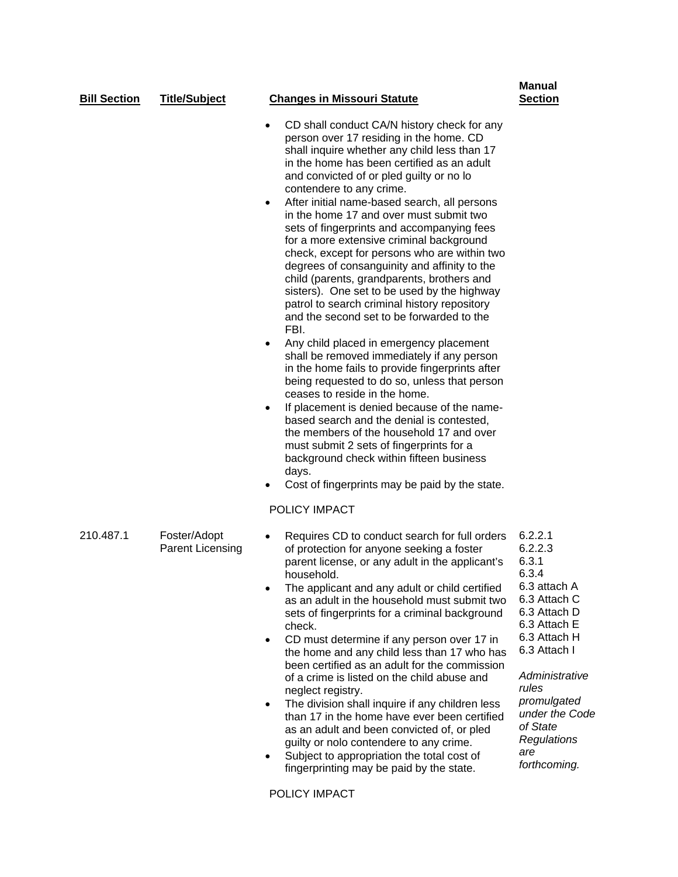| Bill Section | Title/Subject | Changes in Missouri Statute | Manual Section |
|---|---|---|---|
| | | • CD shall conduct CA/N history check for any person over 17 residing in the home. CD shall inquire whether any child less than 17 in the home has been certified as an adult and convicted of or pled guilty or no lo contendere to any crime.<br>• After initial name-based search, all persons in the home 17 and over must submit two sets of fingerprints and accompanying fees for a more extensive criminal background check, except for persons who are within two degrees of consanguinity and affinity to the child (parents, grandparents, brothers and sisters). One set to be used by the highway patrol to search criminal history repository and the second set to be forwarded to the FBI.<br>• Any child placed in emergency placement shall be removed immediately if any person in the home fails to provide fingerprints after being requested to do so, unless that person ceases to reside in the home.<br>• If placement is denied because of the name-based search and the denial is contested, the members of the household 17 and over must submit 2 sets of fingerprints for a background check within fifteen business days.<br>• Cost of fingerprints may be paid by the state.<br><br>POLICY IMPACT | |
| 210.487.1 | Foster/Adopt Parent Licensing | • Requires CD to conduct search for full orders of protection for anyone seeking a foster parent license, or any adult in the applicant's household.<br>• The applicant and any adult or child certified as an adult in the household must submit two sets of fingerprints for a criminal background check.<br>• CD must determine if any person over 17 in the home and any child less than 17 who has been certified as an adult for the commission of a crime is listed on the child abuse and neglect registry.<br>• The division shall inquire if any children less than 17 in the home have ever been certified as an adult and been convicted of, or pled guilty or nolo contendere to any crime.<br>• Subject to appropriation the total cost of fingerprinting may be paid by the state.<br><br>POLICY IMPACT | 6.2.2.1<br>6.2.2.3<br>6.3.1<br>6.3.4<br>6.3 attach A<br>6.3 Attach C<br>6.3 Attach D<br>6.3 Attach E<br>6.3 Attach H<br>6.3 Attach I<br><br>*Administrative rules promulgated under the Code of State Regulations are forthcoming.* |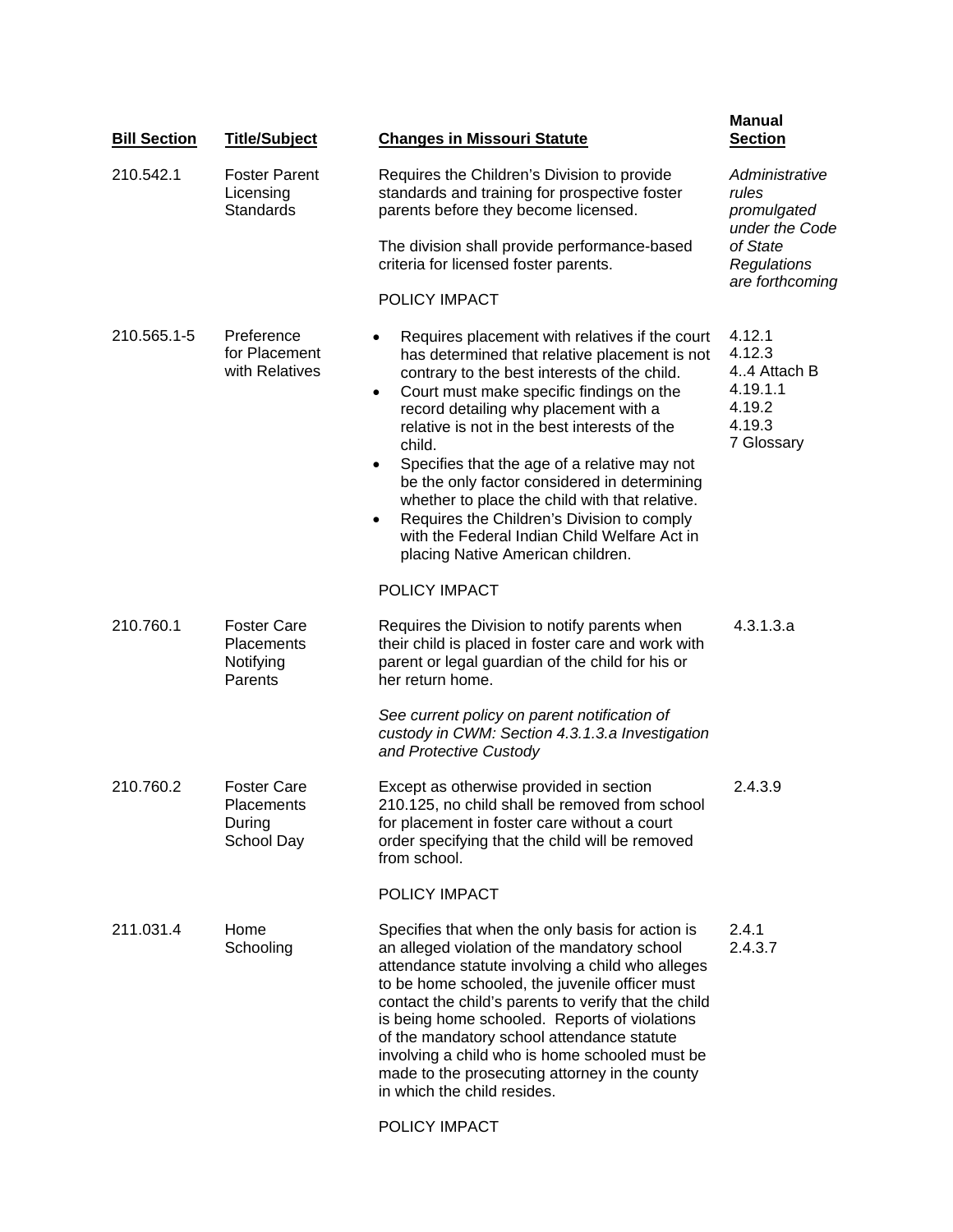| Bill Section | Title/Subject | Changes in Missouri Statute | Manual Section |
|---|---|---|---|
| 210.542.1 | Foster Parent Licensing Standards | Requires the Children's Division to provide standards and training for prospective foster parents before they become licensed.<br><br>The division shall provide performance-based criteria for licensed foster parents.<br><br>POLICY IMPACT | *Administrative rules promulgated under the Code of State Regulations are forthcoming* |
| 210.565.1-5 | Preference for Placement with Relatives | • Requires placement with relatives if the court has determined that relative placement is not contrary to the best interests of the child.<br>• Court must make specific findings on the record detailing why placement with a relative is not in the best interests of the child.<br>• Specifies that the age of a relative may not be the only factor considered in determining whether to place the child with that relative.<br>• Requires the Children's Division to comply with the Federal Indian Child Welfare Act in placing Native American children.<br><br>POLICY IMPACT | 4.12.1<br>4.12.3<br>4..4 Attach B<br>4.19.1.1<br>4.19.2<br>4.19.3<br>7 Glossary |
| 210.760.1 | Foster Care Placements Notifying Parents | Requires the Division to notify parents when their child is placed in foster care and work with parent or legal guardian of the child for his or her return home.<br><br>*See current policy on parent notification of custody in CWM: Section 4.3.1.3.a Investigation and Protective Custody* | 4.3.1.3.a |
| 210.760.2 | Foster Care Placements During School Day | Except as otherwise provided in section 210.125, no child shall be removed from school for placement in foster care without a court order specifying that the child will be removed from school.<br><br>POLICY IMPACT | 2.4.3.9 |
| 211.031.4 | Home Schooling | Specifies that when the only basis for action is an alleged violation of the mandatory school attendance statute involving a child who alleges to be home schooled, the juvenile officer must contact the child's parents to verify that the child is being home schooled. Reports of violations of the mandatory school attendance statute involving a child who is home schooled must be made to the prosecuting attorney in the county in which the child resides.<br><br>POLICY IMPACT | 2.4.1<br>2.4.3.7 |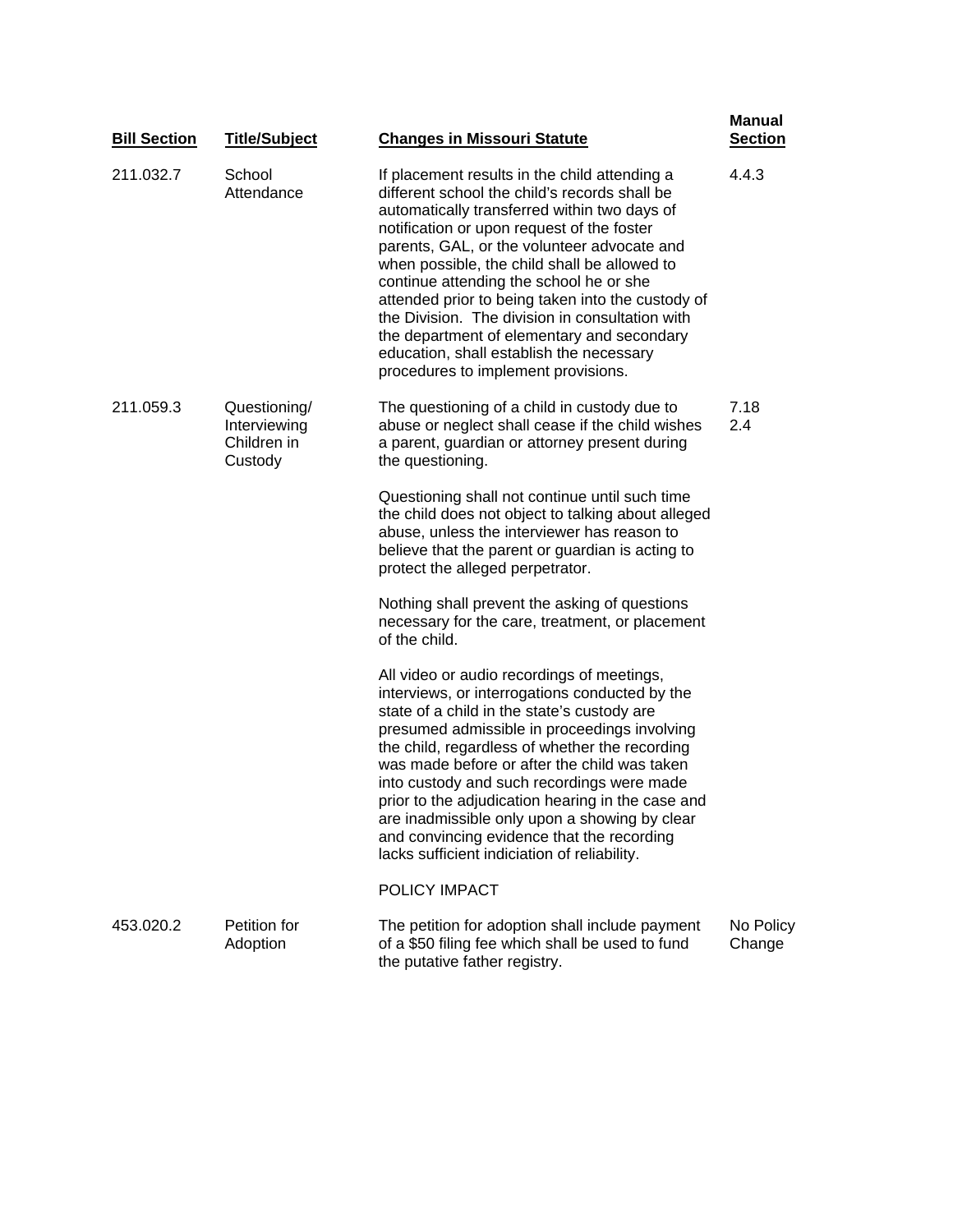| Bill Section | Title/Subject | Changes in Missouri Statute | Manual Section |
| --- | --- | --- | --- |
| 211.032.7 | School Attendance | If placement results in the child attending a different school the child's records shall be automatically transferred within two days of notification or upon request of the foster parents, GAL, or the volunteer advocate and when possible, the child shall be allowed to continue attending the school he or she attended prior to being taken into the custody of the Division. The division in consultation with the department of elementary and secondary education, shall establish the necessary procedures to implement provisions. | 4.4.3 |
| 211.059.3 | Questioning/ Interviewing Children in Custody | The questioning of a child in custody due to abuse or neglect shall cease if the child wishes a parent, guardian or attorney present during the questioning.<br><br>Questioning shall not continue until such time the child does not object to talking about alleged abuse, unless the interviewer has reason to believe that the parent or guardian is acting to protect the alleged perpetrator.<br><br>Nothing shall prevent the asking of questions necessary for the care, treatment, or placement of the child.<br><br>All video or audio recordings of meetings, interviews, or interrogations conducted by the state of a child in the state's custody are presumed admissible in proceedings involving the child, regardless of whether the recording was made before or after the child was taken into custody and such recordings were made prior to the adjudication hearing in the case and are inadmissible only upon a showing by clear and convincing evidence that the recording lacks sufficient indiciation of reliability.<br><br>POLICY IMPACT | 7.18<br>2.4 |
| 453.020.2 | Petition for Adoption | The petition for adoption shall include payment of a $50 filing fee which shall be used to fund the putative father registry. | No Policy Change |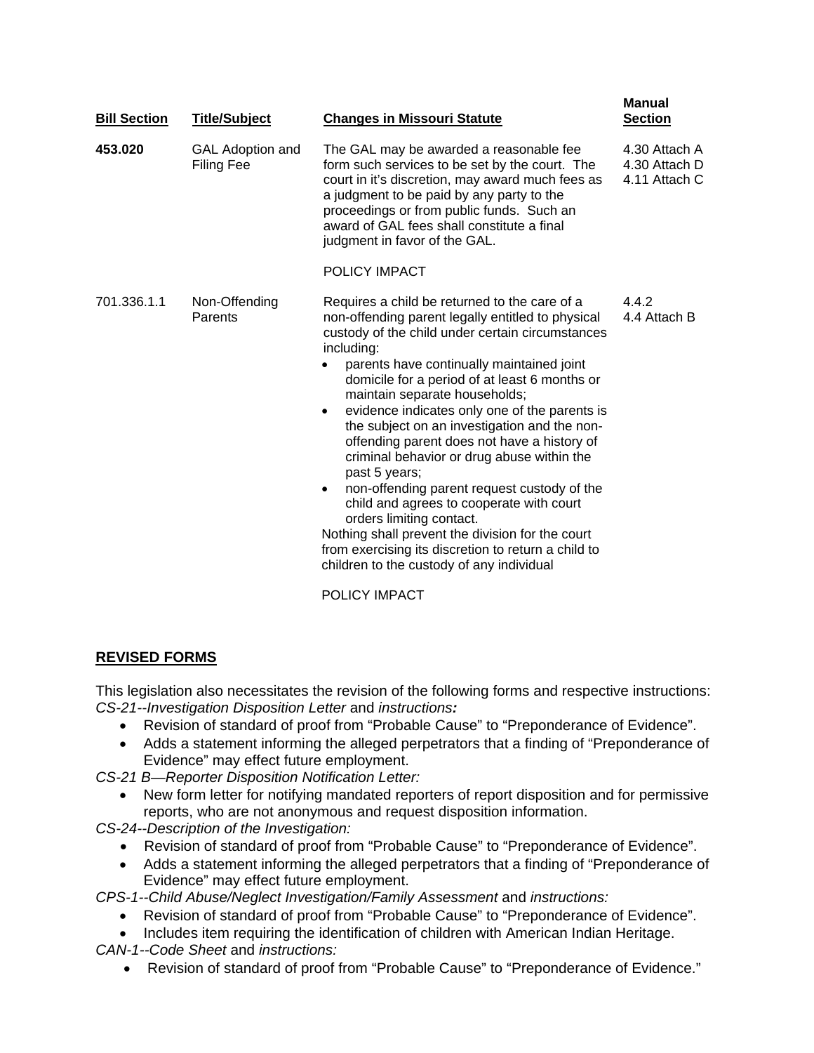| Bill Section | Title/Subject | Changes in Missouri Statute | Manual Section |
|---|---|---|---|
| **453.020** | GAL Adoption and Filing Fee | The GAL may be awarded a reasonable fee form such services to be set by the court. The court in it's discretion, may award much fees as a judgment to be paid by any party to the proceedings or from public funds. Such an award of GAL fees shall constitute a final judgment in favor of the GAL.<br><br>POLICY IMPACT | 4.30 Attach A<br>4.30 Attach D<br>4.11 Attach C |
| 701.336.1.1 | Non-Offending Parents | Requires a child be returned to the care of a non-offending parent legally entitled to physical custody of the child under certain circumstances including:<br>• parents have continually maintained joint domicile for a period of at least 6 months or maintain separate households;<br>• evidence indicates only one of the parents is the subject on an investigation and the non-offending parent does not have a history of criminal behavior or drug abuse within the past 5 years;<br>• non-offending parent request custody of the child and agrees to cooperate with court orders limiting contact.<br>Nothing shall prevent the division for the court from exercising its discretion to return a child to children to the custody of any individual<br><br>POLICY IMPACT | 4.4.2<br>4.4 Attach B |

## REVISED FORMS

This legislation also necessitates the revision of the following forms and respective instructions:

*CS-21--Investigation Disposition Letter* and *instructions:*

- Revision of standard of proof from "Probable Cause" to "Preponderance of Evidence".
- Adds a statement informing the alleged perpetrators that a finding of "Preponderance of Evidence" may effect future employment.

*CS-21 B—Reporter Disposition Notification Letter:*

- New form letter for notifying mandated reporters of report disposition and for permissive reports, who are not anonymous and request disposition information.

*CS-24--Description of the Investigation:*

- Revision of standard of proof from "Probable Cause" to "Preponderance of Evidence".
- Adds a statement informing the alleged perpetrators that a finding of "Preponderance of Evidence" may effect future employment.

*CPS-1--Child Abuse/Neglect Investigation/Family Assessment* and *instructions:*

- Revision of standard of proof from "Probable Cause" to "Preponderance of Evidence".
- Includes item requiring the identification of children with American Indian Heritage.

*CAN-1--Code Sheet* and *instructions:*

- Revision of standard of proof from "Probable Cause" to "Preponderance of Evidence."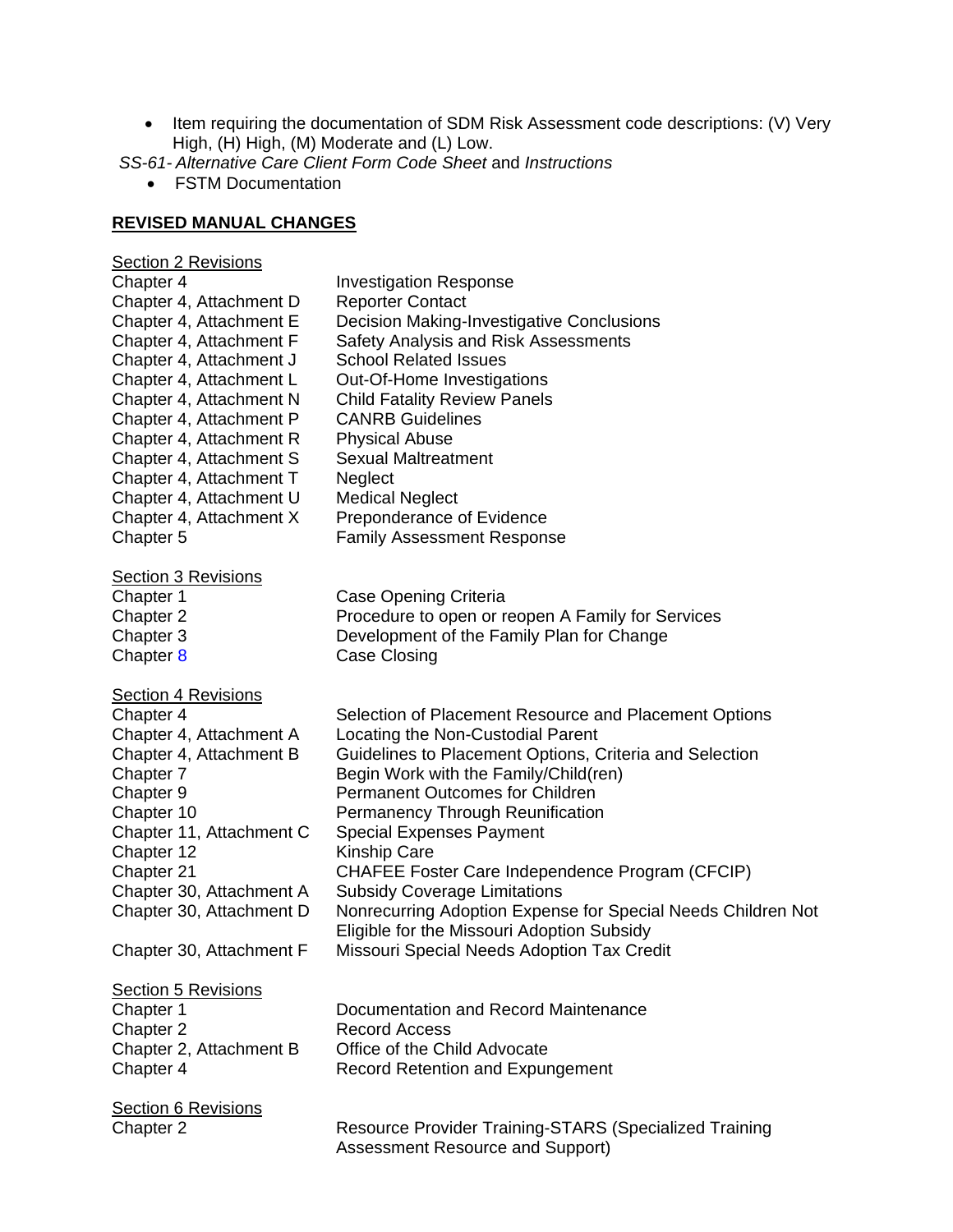- Item requiring the documentation of SDM Risk Assessment code descriptions: (V) Very High, (H) High, (M) Moderate and (L) Low.

*SS-61- Alternative Care Client Form Code Sheet* and *Instructions*

- FSTM Documentation

**REVISED MANUAL CHANGES**

Section 2 Revisions

| | |
|---|---|
| Chapter 4 | Investigation Response |
| Chapter 4, Attachment D | Reporter Contact |
| Chapter 4, Attachment E | Decision Making-Investigative Conclusions |
| Chapter 4, Attachment F | Safety Analysis and Risk Assessments |
| Chapter 4, Attachment J | School Related Issues |
| Chapter 4, Attachment L | Out-Of-Home Investigations |
| Chapter 4, Attachment N | Child Fatality Review Panels |
| Chapter 4, Attachment P | CANRB Guidelines |
| Chapter 4, Attachment R | Physical Abuse |
| Chapter 4, Attachment S | Sexual Maltreatment |
| Chapter 4, Attachment T | Neglect |
| Chapter 4, Attachment U | Medical Neglect |
| Chapter 4, Attachment X | Preponderance of Evidence |
| Chapter 5 | Family Assessment Response |

Section 3 Revisions

| | |
|---|---|
| Chapter 1 | Case Opening Criteria |
| Chapter 2 | Procedure to open or reopen A Family for Services |
| Chapter 3 | Development of the Family Plan for Change |
| Chapter 8 | Case Closing |

Section 4 Revisions

| | |
|---|---|
| Chapter 4 | Selection of Placement Resource and Placement Options |
| Chapter 4, Attachment A | Locating the Non-Custodial Parent |
| Chapter 4, Attachment B | Guidelines to Placement Options, Criteria and Selection |
| Chapter 7 | Begin Work with the Family/Child(ren) |
| Chapter 9 | Permanent Outcomes for Children |
| Chapter 10 | Permanency Through Reunification |
| Chapter 11, Attachment C | Special Expenses Payment |
| Chapter 12 | Kinship Care |
| Chapter 21 | CHAFEE Foster Care Independence Program (CFCIP) |
| Chapter 30, Attachment A | Subsidy Coverage Limitations |
| Chapter 30, Attachment D | Nonrecurring Adoption Expense for Special Needs Children Not Eligible for the Missouri Adoption Subsidy |
| Chapter 30, Attachment F | Missouri Special Needs Adoption Tax Credit |

Section 5 Revisions

| | |
|---|---|
| Chapter 1 | Documentation and Record Maintenance |
| Chapter 2 | Record Access |
| Chapter 2, Attachment B | Office of the Child Advocate |
| Chapter 4 | Record Retention and Expungement |

Section 6 Revisions

| | |
|---|---|
| Chapter 2 | Resource Provider Training-STARS (Specialized Training Assessment Resource and Support) |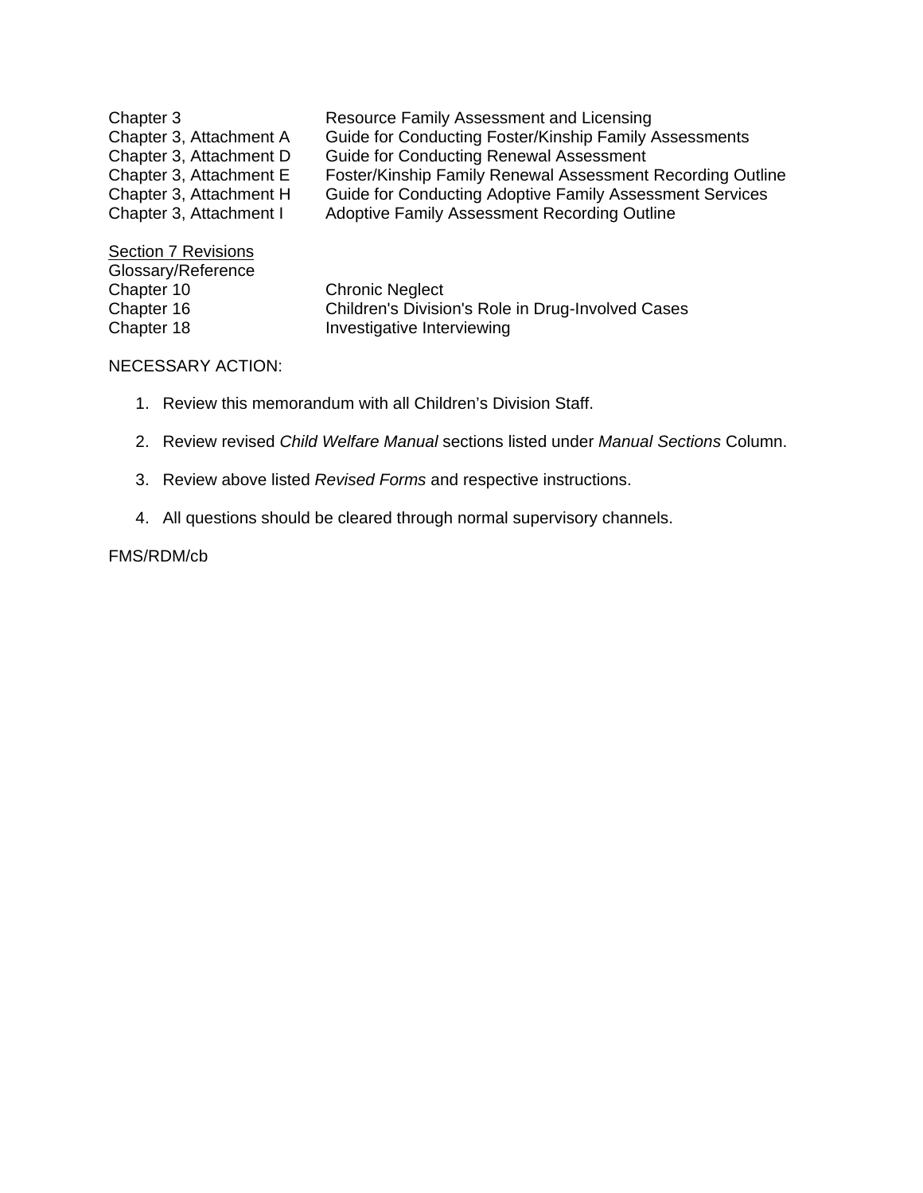| | |
|---|---|
| Chapter 3 | Resource Family Assessment and Licensing |
| Chapter 3, Attachment A | Guide for Conducting Foster/Kinship Family Assessments |
| Chapter 3, Attachment D | Guide for Conducting Renewal Assessment |
| Chapter 3, Attachment E | Foster/Kinship Family Renewal Assessment Recording Outline |
| Chapter 3, Attachment H | Guide for Conducting Adoptive Family Assessment Services |
| Chapter 3, Attachment I | Adoptive Family Assessment Recording Outline |

<u>Section 7 Revisions</u>

| | |
|---|---|
| Glossary/Reference | |
| Chapter 10 | Chronic Neglect |
| Chapter 16 | Children's Division's Role in Drug-Involved Cases |
| Chapter 18 | Investigative Interviewing |

NECESSARY ACTION:

1. Review this memorandum with all Children's Division Staff.
2. Review revised *Child Welfare Manual* sections listed under *Manual Sections* Column.
3. Review above listed *Revised Forms* and respective instructions.
4. All questions should be cleared through normal supervisory channels.

FMS/RDM/cb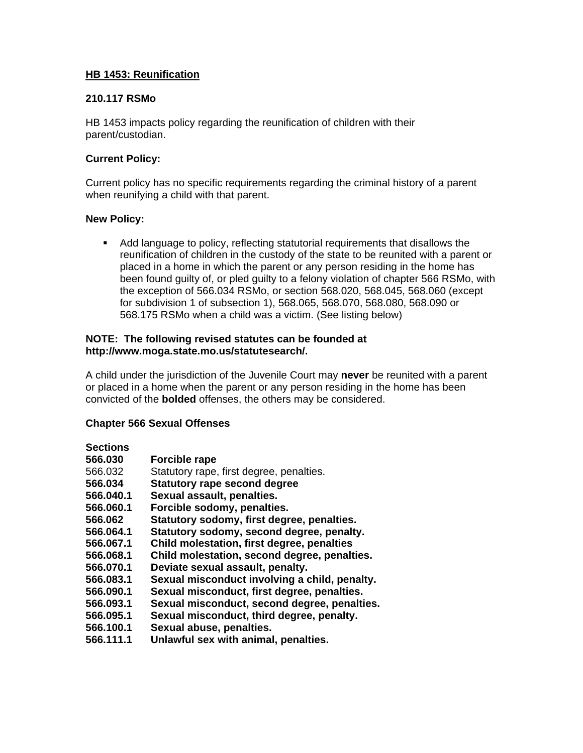**<u>HB 1453: Reunification</u>**

**210.117 RSMo**

HB 1453 impacts policy regarding the reunification of children with their parent/custodian.

**Current Policy:**

Current policy has no specific requirements regarding the criminal history of a parent when reunifying a child with that parent.

**New Policy:**

- Add language to policy, reflecting statutorial requirements that disallows the reunification of children in the custody of the state to be reunited with a parent or placed in a home in which the parent or any person residing in the home has been found guilty of, or pled guilty to a felony violation of chapter 566 RSMo, with the exception of 566.034 RSMo, or section 568.020, 568.045, 568.060 (except for subdivision 1 of subsection 1), 568.065, 568.070, 568.080, 568.090 or 568.175 RSMo when a child was a victim. (See listing below)

**NOTE: The following revised statutes can be founded at http://www.moga.state.mo.us/statutesearch/.**

A child under the jurisdiction of the Juvenile Court may **never** be reunited with a parent or placed in a home when the parent or any person residing in the home has been convicted of the **bolded** offenses, the others may be considered.

**Chapter 566 Sexual Offenses**

| **Sections** | |
|---|---|
| **566.030** | **Forcible rape** |
| 566.032 | Statutory rape, first degree, penalties. |
| **566.034** | **Statutory rape second degree** |
| **566.040.1** | **Sexual assault, penalties.** |
| **566.060.1** | **Forcible sodomy, penalties.** |
| **566.062** | **Statutory sodomy, first degree, penalties.** |
| **566.064.1** | **Statutory sodomy, second degree, penalty.** |
| **566.067.1** | **Child molestation, first degree, penalties** |
| **566.068.1** | **Child molestation, second degree, penalties.** |
| **566.070.1** | **Deviate sexual assault, penalty.** |
| **566.083.1** | **Sexual misconduct involving a child, penalty.** |
| **566.090.1** | **Sexual misconduct, first degree, penalties.** |
| **566.093.1** | **Sexual misconduct, second degree, penalties.** |
| **566.095.1** | **Sexual misconduct, third degree, penalty.** |
| **566.100.1** | **Sexual abuse, penalties.** |
| **566.111.1** | **Unlawful sex with animal, penalties.** |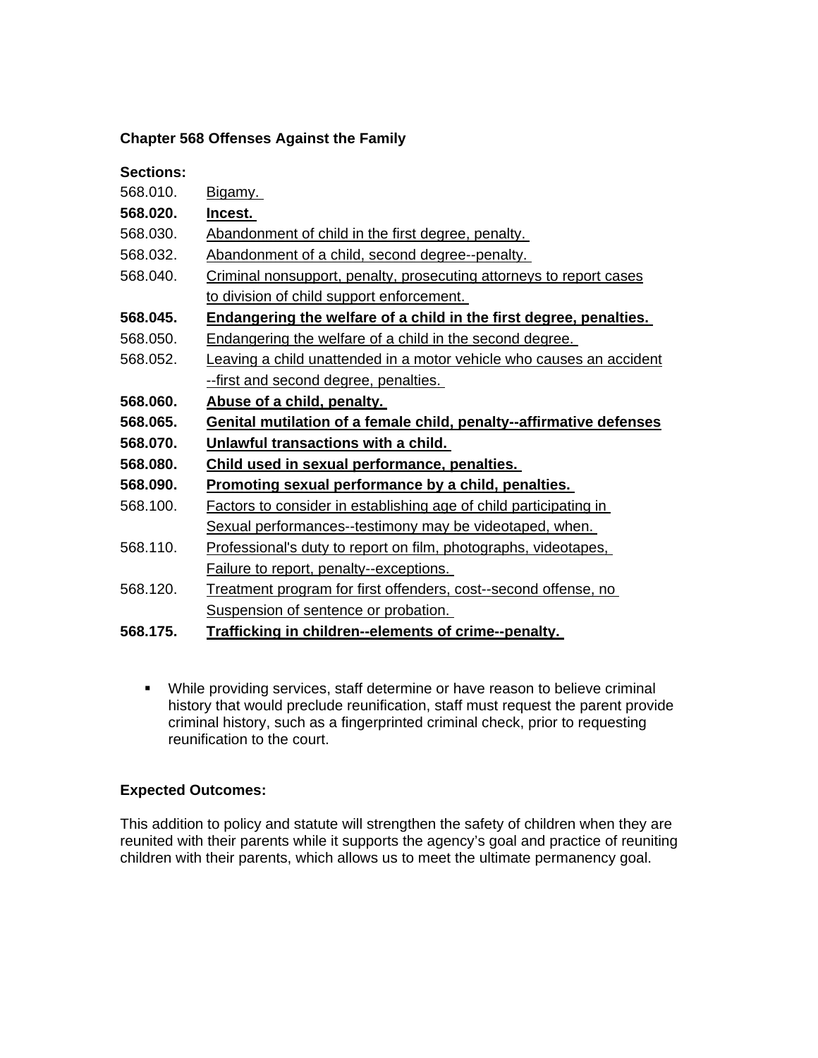**Chapter 568 Offenses Against the Family**

**Sections:**

| | |
|---|---|
| 568.010. | Bigamy. |
| **568.020.** | **Incest.** |
| 568.030. | Abandonment of child in the first degree, penalty. |
| 568.032. | Abandonment of a child, second degree--penalty. |
| 568.040. | Criminal nonsupport, penalty, prosecuting attorneys to report cases to division of child support enforcement. |
| **568.045.** | **Endangering the welfare of a child in the first degree, penalties.** |
| 568.050. | Endangering the welfare of a child in the second degree. |
| 568.052. | Leaving a child unattended in a motor vehicle who causes an accident --first and second degree, penalties. |
| **568.060.** | **Abuse of a child, penalty.** |
| **568.065.** | **Genital mutilation of a female child, penalty--affirmative defenses** |
| **568.070.** | **Unlawful transactions with a child.** |
| **568.080.** | **Child used in sexual performance, penalties.** |
| **568.090.** | **Promoting sexual performance by a child, penalties.** |
| 568.100. | Factors to consider in establishing age of child participating in Sexual performances--testimony may be videotaped, when. |
| 568.110. | Professional's duty to report on film, photographs, videotapes, Failure to report, penalty--exceptions. |
| 568.120. | Treatment program for first offenders, cost--second offense, no Suspension of sentence or probation. |
| **568.175.** | **Trafficking in children--elements of crime--penalty.** |

- While providing services, staff determine or have reason to believe criminal history that would preclude reunification, staff must request the parent provide criminal history, such as a fingerprinted criminal check, prior to requesting reunification to the court.

**Expected Outcomes:**

This addition to policy and statute will strengthen the safety of children when they are reunited with their parents while it supports the agency's goal and practice of reuniting children with their parents, which allows us to meet the ultimate permanency goal.